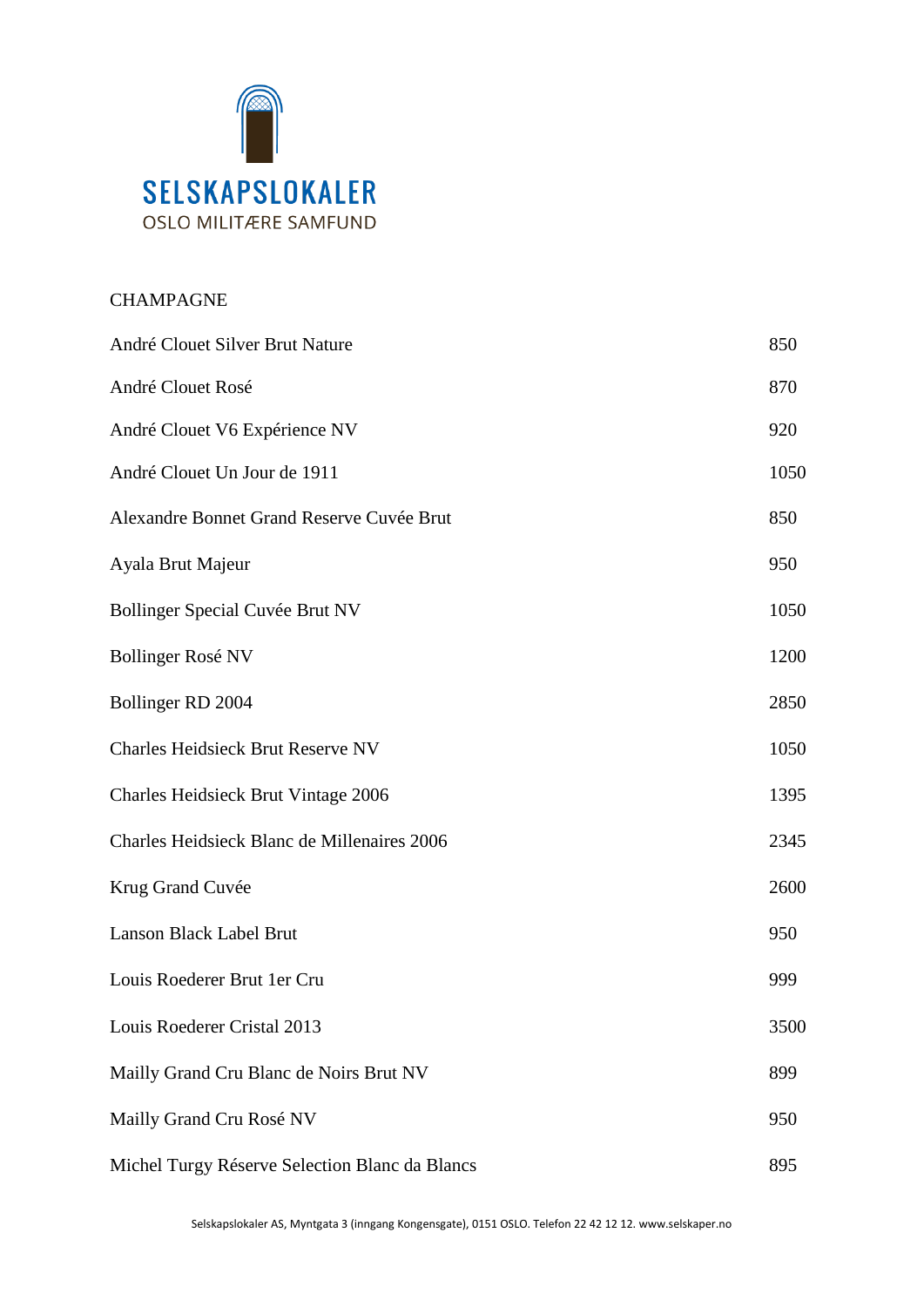SELSKAPSLOKALER
OSLO MILITÆRE SAMFUND

## CHAMPAGNE

| | |
|---|---|
| André Clouet Silver Brut Nature | 850 |
| André Clouet Rosé | 870 |
| André Clouet V6 Expérience NV | 920 |
| André Clouet Un Jour de 1911 | 1050 |
| Alexandre Bonnet Grand Reserve Cuvée Brut | 850 |
| Ayala Brut Majeur | 950 |
| Bollinger Special Cuvée Brut NV | 1050 |
| Bollinger Rosé NV | 1200 |
| Bollinger RD 2004 | 2850 |
| Charles Heidsieck Brut Reserve NV | 1050 |
| Charles Heidsieck Brut Vintage 2006 | 1395 |
| Charles Heidsieck Blanc de Millenaires 2006 | 2345 |
| Krug Grand Cuvée | 2600 |
| Lanson Black Label Brut | 950 |
| Louis Roederer Brut 1er Cru | 999 |
| Louis Roederer Cristal 2013 | 3500 |
| Mailly Grand Cru Blanc de Noirs Brut NV | 899 |
| Mailly Grand Cru Rosé NV | 950 |
| Michel Turgy Réserve Selection Blanc da Blancs | 895 |

Selskapslokaler AS, Myntgata 3 (inngang Kongensgate), 0151 OSLO. Telefon 22 42 12 12. www.selskaper.no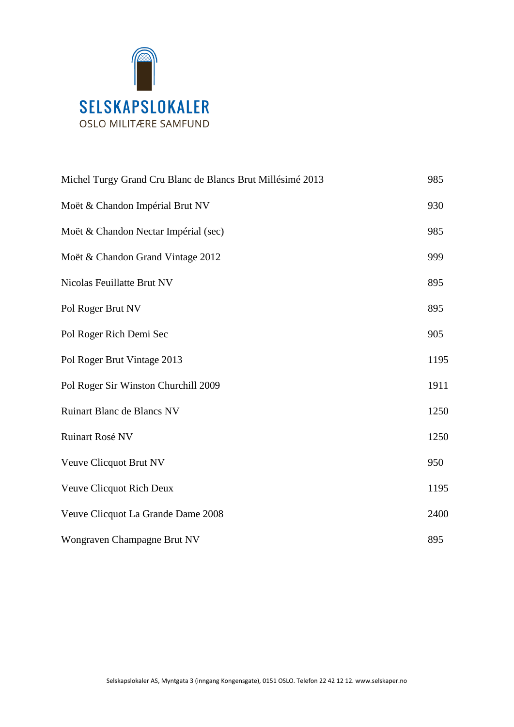SELSKAPSLOKALER
OSLO MILITÆRE SAMFUND

| | |
|---|---|
| Michel Turgy Grand Cru Blanc de Blancs Brut Millésimé 2013 | 985 |
| Moët & Chandon Impérial Brut NV | 930 |
| Moët & Chandon Nectar Impérial (sec) | 985 |
| Moët & Chandon Grand Vintage 2012 | 999 |
| Nicolas Feuillatte Brut NV | 895 |
| Pol Roger Brut NV | 895 |
| Pol Roger Rich Demi Sec | 905 |
| Pol Roger Brut Vintage 2013 | 1195 |
| Pol Roger Sir Winston Churchill 2009 | 1911 |
| Ruinart Blanc de Blancs NV | 1250 |
| Ruinart Rosé NV | 1250 |
| Veuve Clicquot Brut NV | 950 |
| Veuve Clicquot Rich Deux | 1195 |
| Veuve Clicquot La Grande Dame 2008 | 2400 |
| Wongraven Champagne Brut NV | 895 |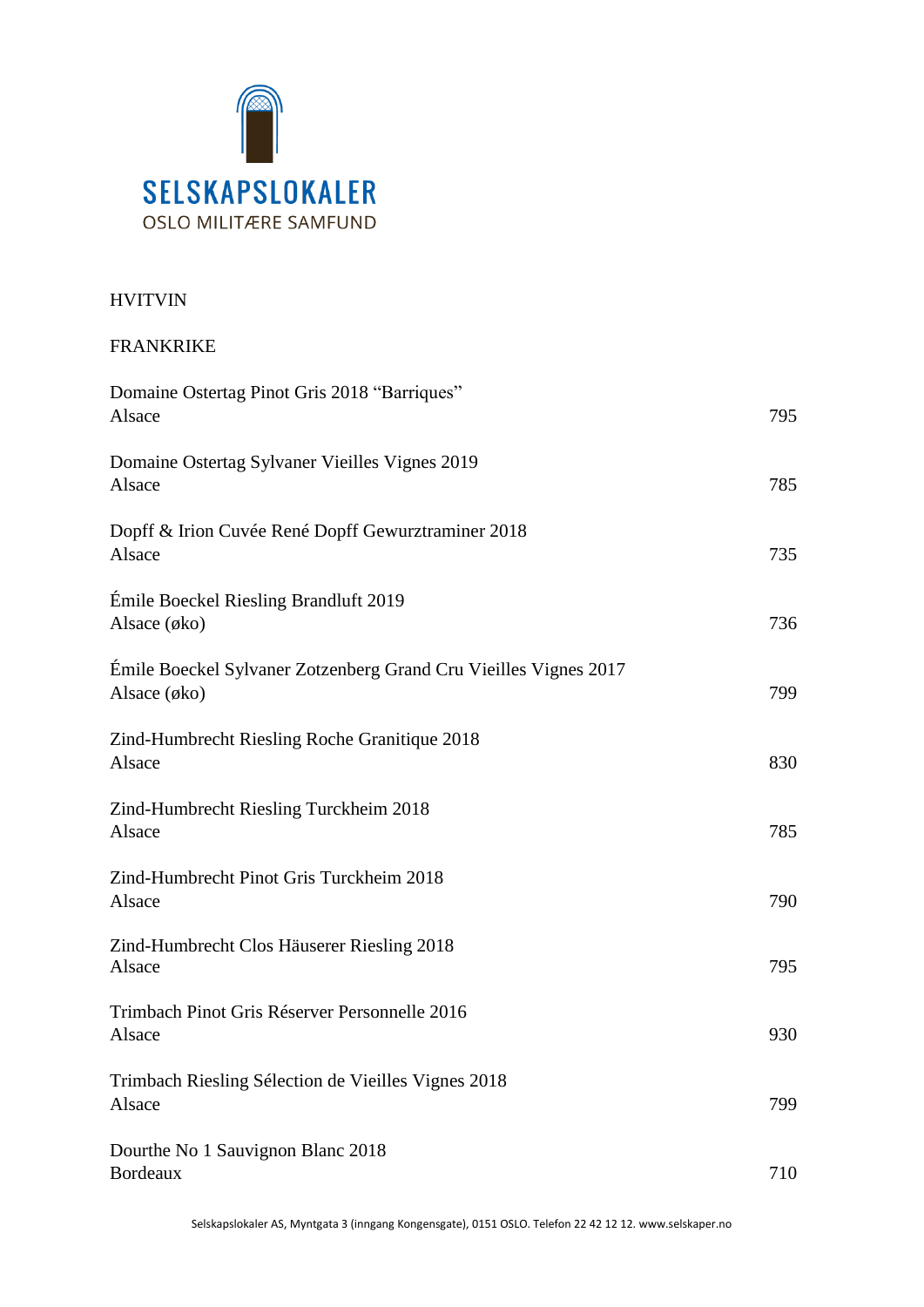SELSKAPSLOKALER
OSLO MILITÆRE SAMFUND

## HVITVIN

### FRANKRIKE

| Vin | Pris |
|---|---|
| Domaine Ostertag Pinot Gris 2018 “Barriques”<br>Alsace | 795 |
| Domaine Ostertag Sylvaner Vieilles Vignes 2019<br>Alsace | 785 |
| Dopff & Irion Cuvée René Dopff Gewurztraminer 2018<br>Alsace | 735 |
| Émile Boeckel Riesling Brandluft 2019<br>Alsace (øko) | 736 |
| Émile Boeckel Sylvaner Zotzenberg Grand Cru Vieilles Vignes 2017<br>Alsace (øko) | 799 |
| Zind-Humbrecht Riesling Roche Granitique 2018<br>Alsace | 830 |
| Zind-Humbrecht Riesling Turckheim 2018<br>Alsace | 785 |
| Zind-Humbrecht Pinot Gris Turckheim 2018<br>Alsace | 790 |
| Zind-Humbrecht Clos Häuserer Riesling 2018<br>Alsace | 795 |
| Trimbach Pinot Gris Réserver Personnelle 2016<br>Alsace | 930 |
| Trimbach Riesling Sélection de Vieilles Vignes 2018<br>Alsace | 799 |
| Dourthe No 1 Sauvignon Blanc 2018<br>Bordeaux | 710 |

Selskapslokaler AS, Myntgata 3 (inngang Kongensgate), 0151 OSLO. Telefon 22 42 12 12. www.selskaper.no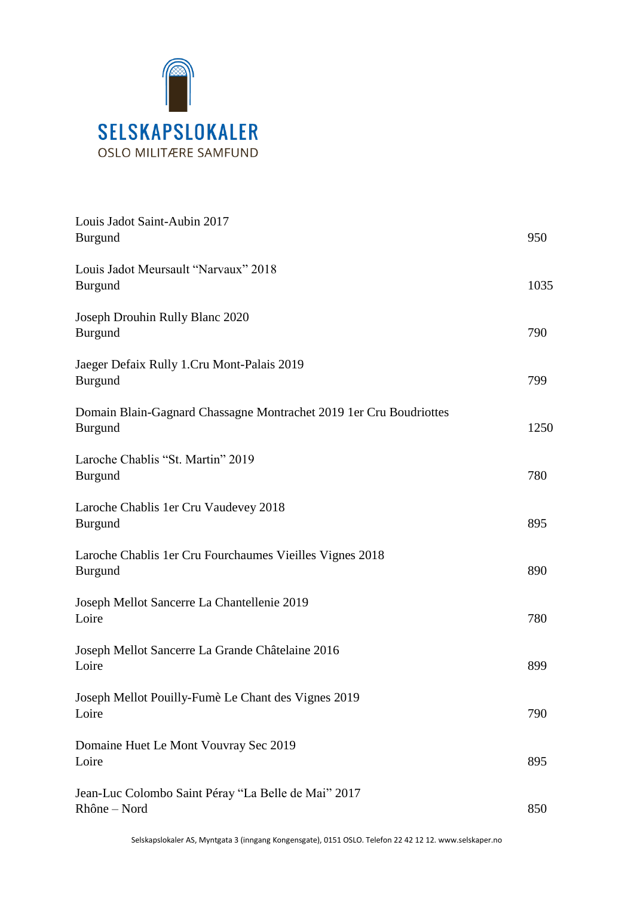SELSKAPSLOKALER
OSLO MILITÆRE SAMFUND

| Vin | Pris |
|---|---|
| Louis Jadot Saint-Aubin 2017<br>Burgund | 950 |
| Louis Jadot Meursault "Narvaux" 2018<br>Burgund | 1035 |
| Joseph Drouhin Rully Blanc 2020<br>Burgund | 790 |
| Jaeger Defaix Rully 1.Cru Mont-Palais 2019<br>Burgund | 799 |
| Domain Blain-Gagnard Chassagne Montrachet 2019 1er Cru Boudriottes<br>Burgund | 1250 |
| Laroche Chablis "St. Martin" 2019<br>Burgund | 780 |
| Laroche Chablis 1er Cru Vaudevey 2018<br>Burgund | 895 |
| Laroche Chablis 1er Cru Fourchaumes Vieilles Vignes 2018<br>Burgund | 890 |
| Joseph Mellot Sancerre La Chantellenie 2019<br>Loire | 780 |
| Joseph Mellot Sancerre La Grande Châtelaine 2016<br>Loire | 899 |
| Joseph Mellot Pouilly-Fumè Le Chant des Vignes 2019<br>Loire | 790 |
| Domaine Huet Le Mont Vouvray Sec 2019<br>Loire | 895 |
| Jean-Luc Colombo Saint Péray "La Belle de Mai" 2017<br>Rhône – Nord | 850 |

Selskapslokaler AS, Myntgata 3 (inngang Kongensgate), 0151 OSLO. Telefon 22 42 12 12. www.selskaper.no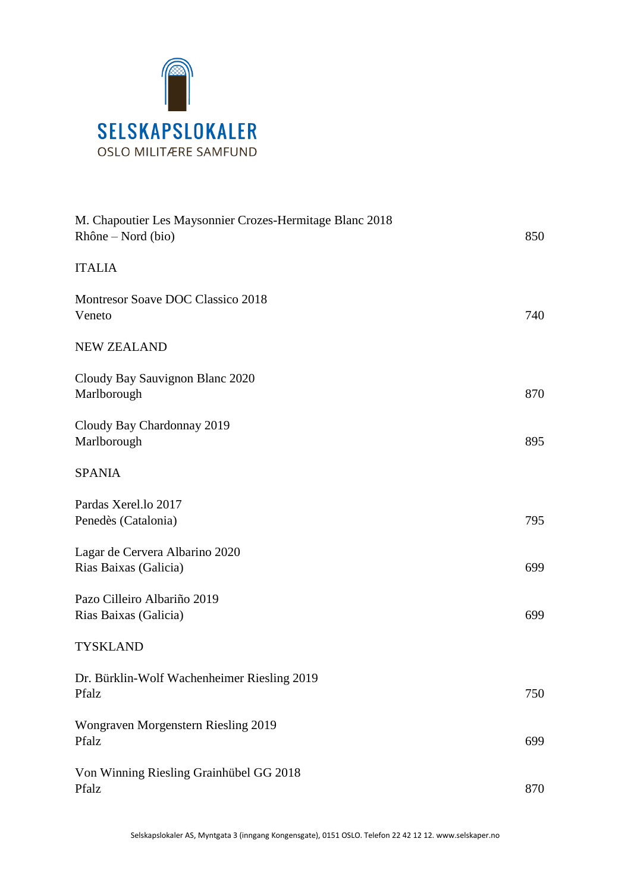SELSKAPSLOKALER
OSLO MILITÆRE SAMFUND

| | |
|---|---|
| M. Chapoutier Les Maysonnier Crozes-Hermitage Blanc 2018<br>Rhône – Nord (bio) | 850 |

## ITALIA

| | |
|---|---|
| Montresor Soave DOC Classico 2018<br>Veneto | 740 |

## NEW ZEALAND

| | |
|---|---|
| Cloudy Bay Sauvignon Blanc 2020<br>Marlborough | 870 |
| Cloudy Bay Chardonnay 2019<br>Marlborough | 895 |

## SPANIA

| | |
|---|---|
| Pardas Xerel.lo 2017<br>Penedès (Catalonia) | 795 |
| Lagar de Cervera Albarino 2020<br>Rias Baixas (Galicia) | 699 |
| Pazo Cilleiro Albariño 2019<br>Rias Baixas (Galicia) | 699 |

## TYSKLAND

| | |
|---|---|
| Dr. Bürklin-Wolf Wachenheimer Riesling 2019<br>Pfalz | 750 |
| Wongraven Morgenstern Riesling 2019<br>Pfalz | 699 |
| Von Winning Riesling Grainhübel GG 2018<br>Pfalz | 870 |

Selskapslokaler AS, Myntgata 3 (inngang Kongensgate), 0151 OSLO. Telefon 22 42 12 12. www.selskaper.no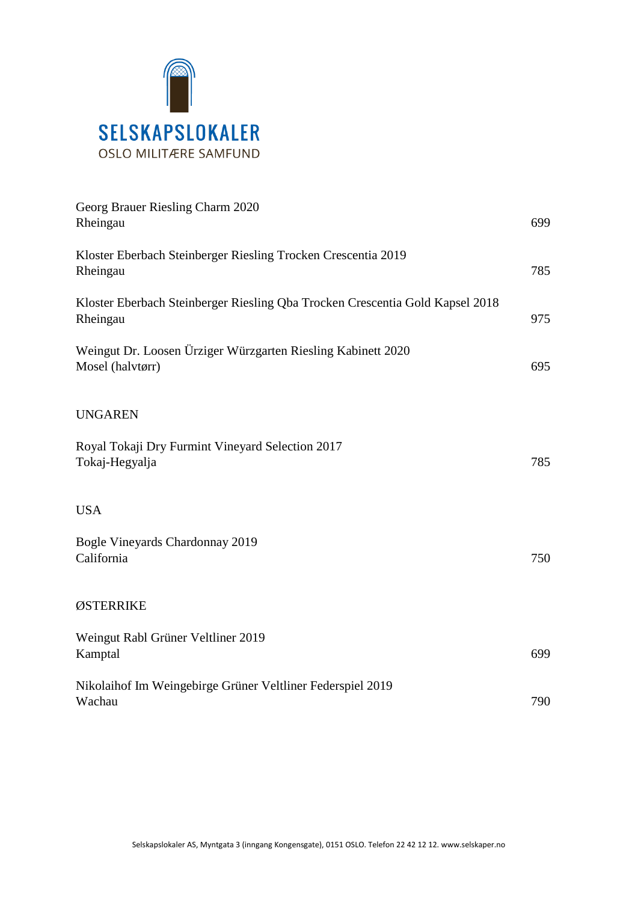Georg Brauer Riesling Charm 2020
Rheingau — 699

Kloster Eberbach Steinberger Riesling Trocken Crescentia 2019
Rheingau — 785

Kloster Eberbach Steinberger Riesling Qba Trocken Crescentia Gold Kapsel 2018
Rheingau — 975

Weingut Dr. Loosen Ürziger Würzgarten Riesling Kabinett 2020
Mosel (halvtørr) — 695

## UNGAREN

Royal Tokaji Dry Furmint Vineyard Selection 2017
Tokaj-Hegyalja — 785

## USA

Bogle Vineyards Chardonnay 2019
California — 750

## ØSTERRIKE

Weingut Rabl Grüner Veltliner 2019
Kamptal — 699

Nikolaihof Im Weingebirge Grüner Veltliner Federspiel 2019
Wachau — 790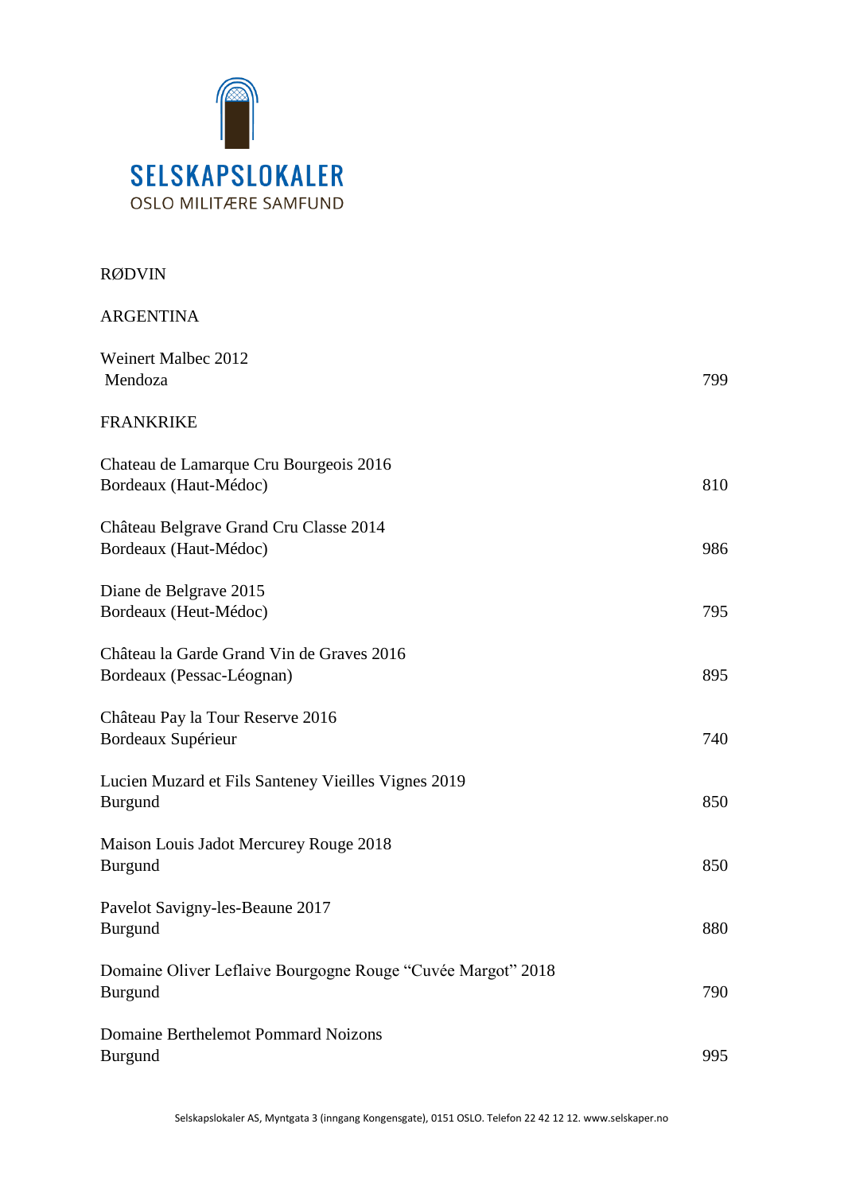SELSKAPSLOKALER

OSLO MILITÆRE SAMFUND

## RØDVIN

### ARGENTINA

| Vin | Pris |
|---|---|
| Weinert Malbec 2012<br>Mendoza | 799 |

### FRANKRIKE

| Vin | Pris |
|---|---|
| Chateau de Lamarque Cru Bourgeois 2016<br>Bordeaux (Haut-Médoc) | 810 |
| Château Belgrave Grand Cru Classe 2014<br>Bordeaux (Haut-Médoc) | 986 |
| Diane de Belgrave 2015<br>Bordeaux (Heut-Médoc) | 795 |
| Château la Garde Grand Vin de Graves 2016<br>Bordeaux (Pessac-Léognan) | 895 |
| Château Pay la Tour Reserve 2016<br>Bordeaux Supérieur | 740 |
| Lucien Muzard et Fils Santeney Vieilles Vignes 2019<br>Burgund | 850 |
| Maison Louis Jadot Mercurey Rouge 2018<br>Burgund | 850 |
| Pavelot Savigny-les-Beaune 2017<br>Burgund | 880 |
| Domaine Oliver Leflaive Bourgogne Rouge "Cuvée Margot" 2018<br>Burgund | 790 |
| Domaine Berthelemot Pommard Noizons<br>Burgund | 995 |

Selskapslokaler AS, Myntgata 3 (inngang Kongensgate), 0151 OSLO. Telefon 22 42 12 12. www.selskaper.no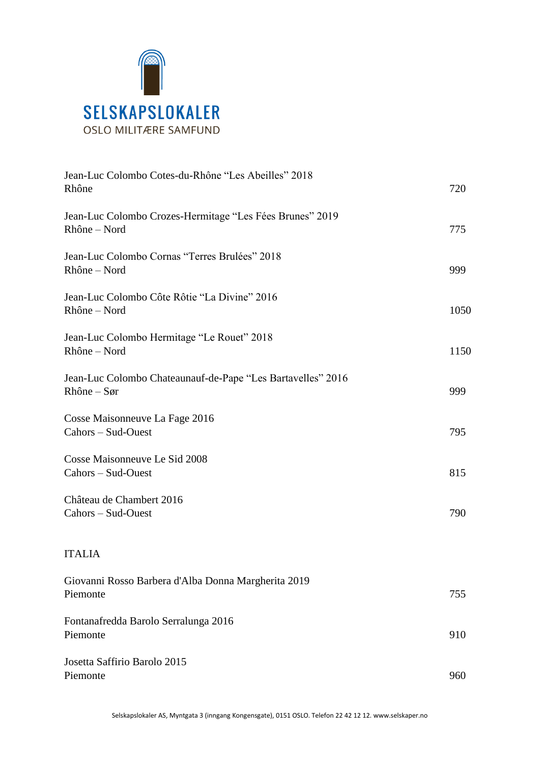SELSKAPSLOKALER
OSLO MILITÆRE SAMFUND

| Vin | Pris |
|---|---|
| Jean-Luc Colombo Cotes-du-Rhône "Les Abeilles" 2018<br>Rhône | 720 |
| Jean-Luc Colombo Crozes-Hermitage "Les Fées Brunes" 2019<br>Rhône – Nord | 775 |
| Jean-Luc Colombo Cornas "Terres Brulées" 2018<br>Rhône – Nord | 999 |
| Jean-Luc Colombo Côte Rôtie "La Divine" 2016<br>Rhône – Nord | 1050 |
| Jean-Luc Colombo Hermitage "Le Rouet" 2018<br>Rhône – Nord | 1150 |
| Jean-Luc Colombo Chateaunauf-de-Pape "Les Bartavelles" 2016<br>Rhône – Sør | 999 |
| Cosse Maisonneuve La Fage 2016<br>Cahors – Sud-Ouest | 795 |
| Cosse Maisonneuve Le Sid 2008<br>Cahors – Sud-Ouest | 815 |
| Château de Chambert 2016<br>Cahors – Sud-Ouest | 790 |

## ITALIA

| Vin | Pris |
|---|---|
| Giovanni Rosso Barbera d'Alba Donna Margherita 2019<br>Piemonte | 755 |
| Fontanafredda Barolo Serralunga 2016<br>Piemonte | 910 |
| Josetta Saffirio Barolo 2015<br>Piemonte | 960 |

Selskapslokaler AS, Myntgata 3 (inngang Kongensgate), 0151 OSLO. Telefon 22 42 12 12. www.selskaper.no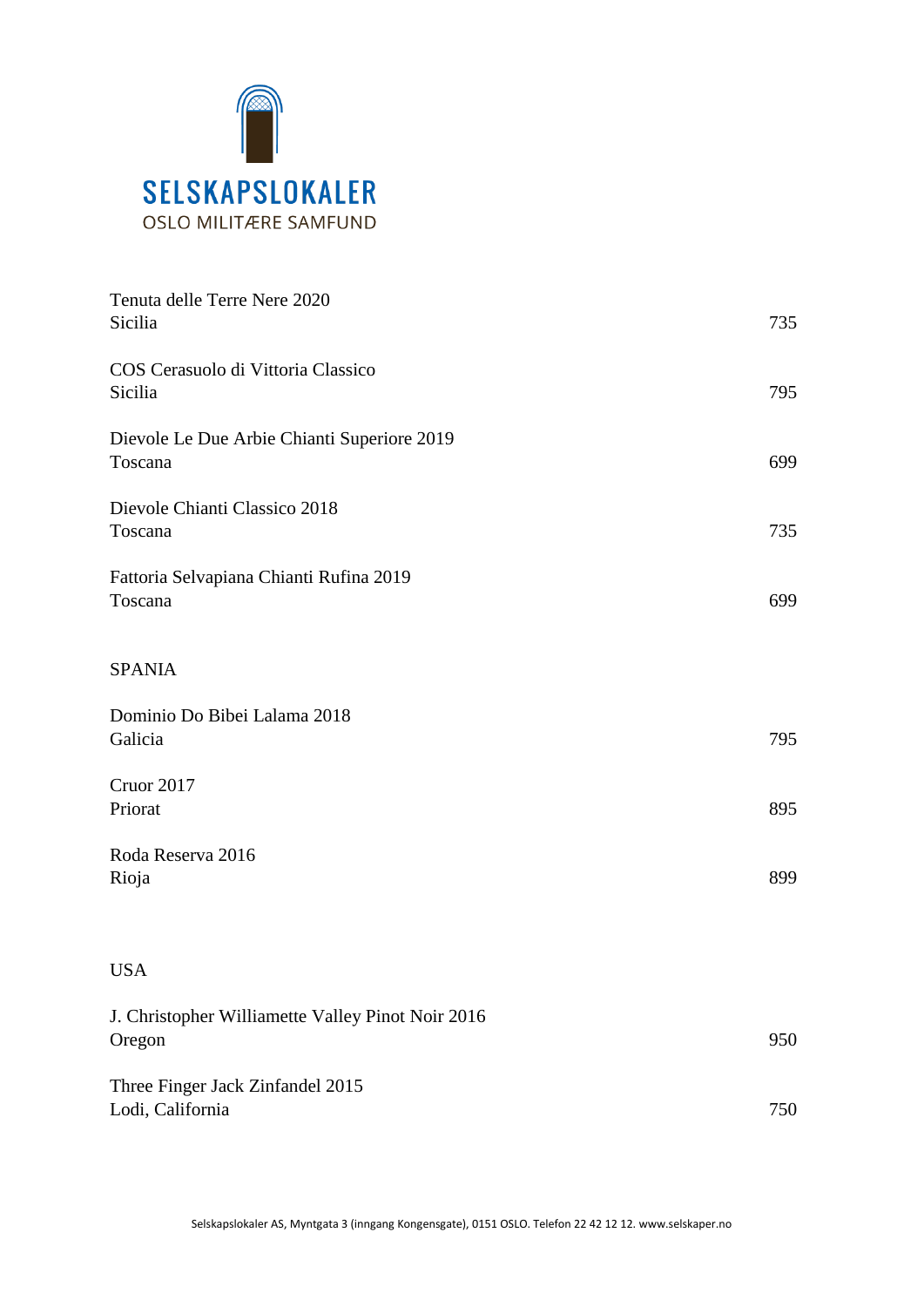SELSKAPSLOKALER
OSLO MILITÆRE SAMFUND

| | |
|---|---|
| Tenuta delle Terre Nere 2020<br>Sicilia | 735 |
| COS Cerasuolo di Vittoria Classico<br>Sicilia | 795 |
| Dievole Le Due Arbie Chianti Superiore 2019<br>Toscana | 699 |
| Dievole Chianti Classico 2018<br>Toscana | 735 |
| Fattoria Selvapiana Chianti Rufina 2019<br>Toscana | 699 |

## SPANIA

| | |
|---|---|
| Dominio Do Bibei Lalama 2018<br>Galicia | 795 |
| Cruor 2017<br>Priorat | 895 |
| Roda Reserva 2016<br>Rioja | 899 |

## USA

| | |
|---|---|
| J. Christopher Williamette Valley Pinot Noir 2016<br>Oregon | 950 |
| Three Finger Jack Zinfandel 2015<br>Lodi, California | 750 |

Selskapslokaler AS, Myntgata 3 (inngang Kongensgate), 0151 OSLO. Telefon 22 42 12 12. www.selskaper.no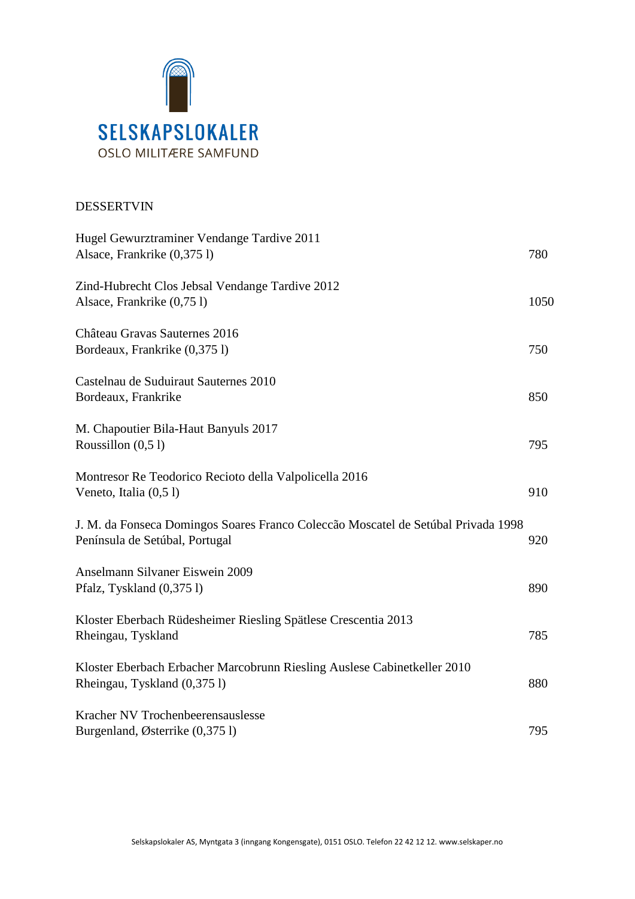SELSKAPSLOKALER
OSLO MILITÆRE SAMFUND

## DESSERTVIN

| Vin | Pris |
|---|---|
| Hugel Gewurztraminer Vendange Tardive 2011<br>Alsace, Frankrike (0,375 l) | 780 |
| Zind-Hubrecht Clos Jebsal Vendange Tardive 2012<br>Alsace, Frankrike (0,75 l) | 1050 |
| Château Gravas Sauternes 2016<br>Bordeaux, Frankrike (0,375 l) | 750 |
| Castelnau de Suduiraut Sauternes 2010<br>Bordeaux, Frankrike | 850 |
| M. Chapoutier Bila-Haut Banyuls 2017<br>Roussillon (0,5 l) | 795 |
| Montresor Re Teodorico Recioto della Valpolicella 2016<br>Veneto, Italia (0,5 l) | 910 |
| J. M. da Fonseca Domingos Soares Franco Colecção Moscatel de Setúbal Privada 1998<br>Península de Setúbal, Portugal | 920 |
| Anselmann Silvaner Eiswein 2009<br>Pfalz, Tyskland (0,375 l) | 890 |
| Kloster Eberbach Rüdesheimer Riesling Spätlese Crescentia 2013<br>Rheingau, Tyskland | 785 |
| Kloster Eberbach Erbacher Marcobrunn Riesling Auslese Cabinetkeller 2010<br>Rheingau, Tyskland (0,375 l) | 880 |
| Kracher NV Trochenbeerensauslesse<br>Burgenland, Østerrike (0,375 l) | 795 |

Selskapslokaler AS, Myntgata 3 (inngang Kongensgate), 0151 OSLO. Telefon 22 42 12 12. www.selskaper.no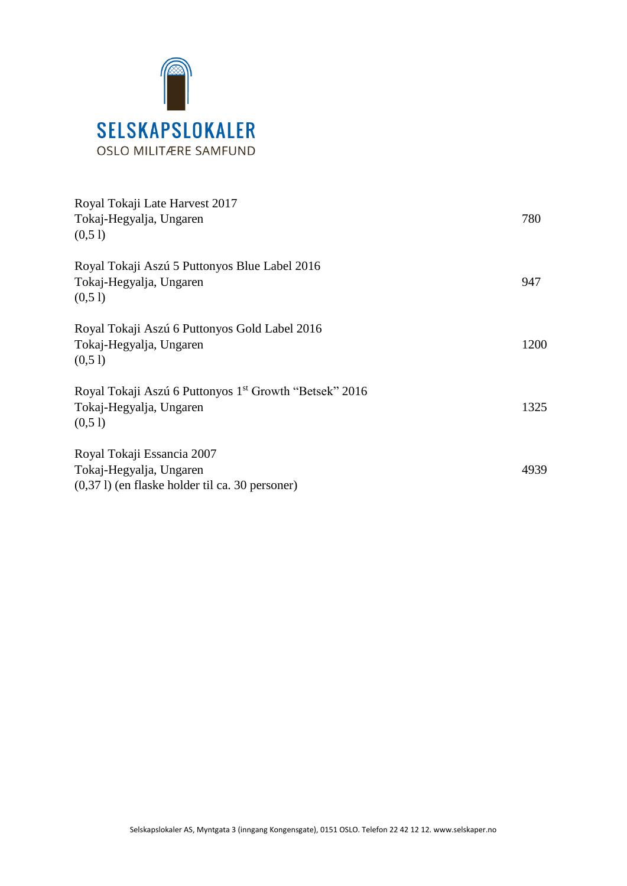SELSKAPSLOKALER
OSLO MILITÆRE SAMFUND

| | |
|---|---|
| Royal Tokaji Late Harvest 2017<br>Tokaj-Hegyalja, Ungaren<br>(0,5 l) | 780 |
| Royal Tokaji Aszú 5 Puttonyos Blue Label 2016<br>Tokaj-Hegyalja, Ungaren<br>(0,5 l) | 947 |
| Royal Tokaji Aszú 6 Puttonyos Gold Label 2016<br>Tokaj-Hegyalja, Ungaren<br>(0,5 l) | 1200 |
| Royal Tokaji Aszú 6 Puttonyos 1st Growth "Betsek" 2016<br>Tokaj-Hegyalja, Ungaren<br>(0,5 l) | 1325 |
| Royal Tokaji Essancia 2007<br>Tokaj-Hegyalja, Ungaren<br>(0,37 l) (en flaske holder til ca. 30 personer) | 4939 |

Selskapslokaler AS, Myntgata 3 (inngang Kongensgate), 0151 OSLO. Telefon 22 42 12 12. www.selskaper.no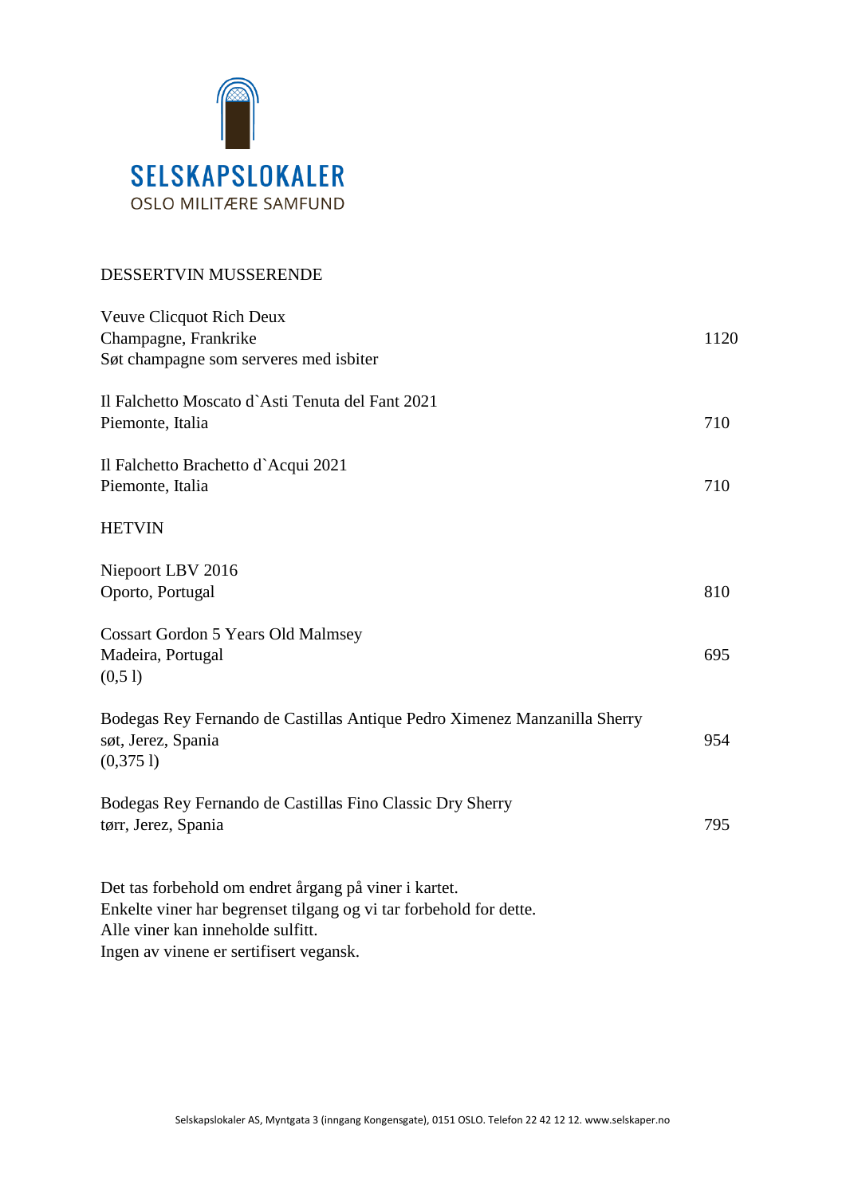SELSKAPSLOKALER
OSLO MILITÆRE SAMFUND

## DESSERTVIN MUSSERENDE

Veuve Clicquot Rich Deux
Champagne, Frankrike — 1120
Søt champagne som serveres med isbiter

Il Falchetto Moscato d`Asti Tenuta del Fant 2021
Piemonte, Italia — 710

Il Falchetto Brachetto d`Acqui 2021
Piemonte, Italia — 710

## HETVIN

Niepoort LBV 2016
Oporto, Portugal — 810

Cossart Gordon 5 Years Old Malmsey
Madeira, Portugal — 695
(0,5 l)

Bodegas Rey Fernando de Castillas Antique Pedro Ximenez Manzanilla Sherry
søt, Jerez, Spania — 954
(0,375 l)

Bodegas Rey Fernando de Castillas Fino Classic Dry Sherry
tørr, Jerez, Spania — 795

Det tas forbehold om endret årgang på viner i kartet.
Enkelte viner har begrenset tilgang og vi tar forbehold for dette.
Alle viner kan inneholde sulfitt.
Ingen av vinene er sertifisert vegansk.

Selskapslokaler AS, Myntgata 3 (inngang Kongensgate), 0151 OSLO. Telefon 22 42 12 12. www.selskaper.no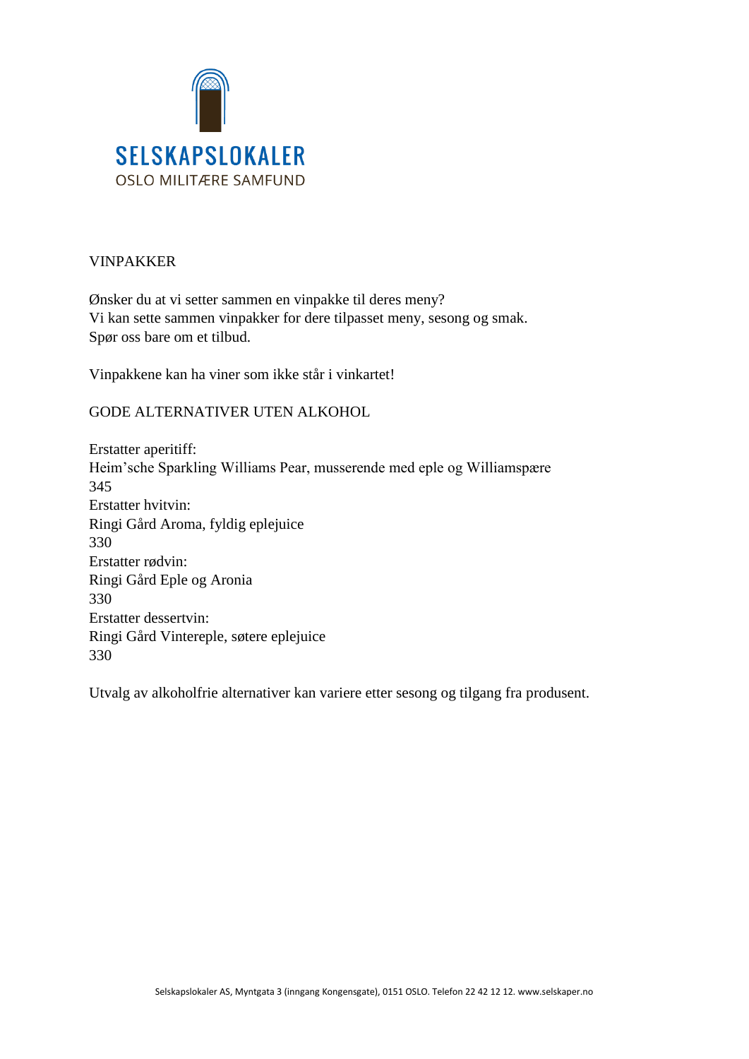SELSKAPSLOKALER
OSLO MILITÆRE SAMFUND

## VINPAKKER

Ønsker du at vi setter sammen en vinpakke til deres meny?
Vi kan sette sammen vinpakker for dere tilpasset meny, sesong og smak.
Spør oss bare om et tilbud.

Vinpakkene kan ha viner som ikke står i vinkartet!

## GODE ALTERNATIVER UTEN ALKOHOL

Erstatter aperitiff:
Heim'sche Sparkling Williams Pear, musserende med eple og Williamspære
345
Erstatter hvitvin:
Ringi Gård Aroma, fyldig eplejuice
330
Erstatter rødvin:
Ringi Gård Eple og Aronia
330
Erstatter dessertvin:
Ringi Gård Vintereple, søtere eplejuice
330

Utvalg av alkoholfrie alternativer kan variere etter sesong og tilgang fra produsent.

Selskapslokaler AS, Myntgata 3 (inngang Kongensgate), 0151 OSLO. Telefon 22 42 12 12. www.selskaper.no